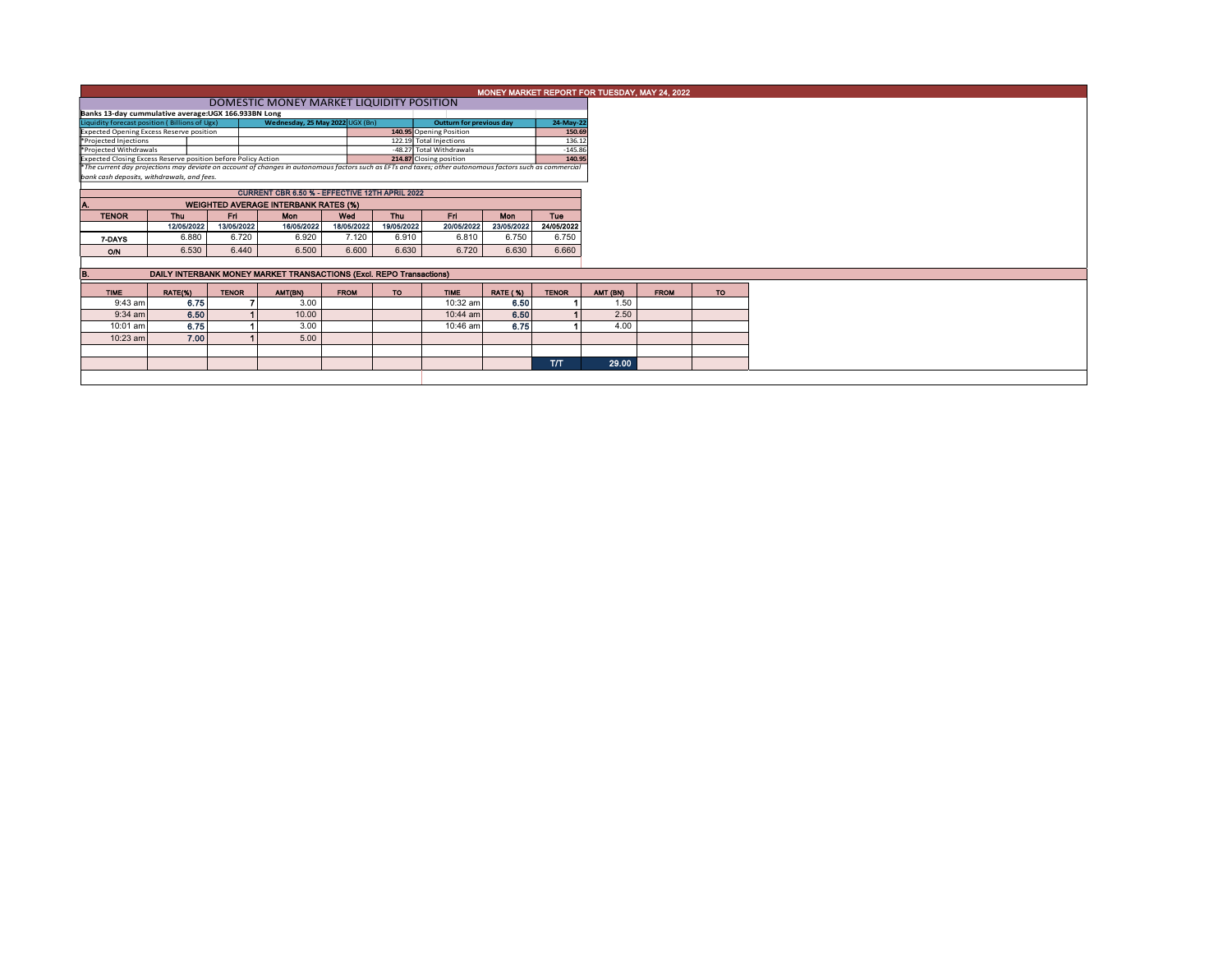# MONEY MARKET REPORT FOR TUESDAY, MAY 24, 2022

## DOMESTIC MONEY MARKET LIQUIDITY POSITION

**Banks 13-day cummulative average:UGX 166.933BN Long**

| Liquidity forecast position ( Billions of Ugx) | Wednesday, 25 May 2022 UGX (Bn) | Outturn for previous day | 24-May-22 |
|---|---|---|---|
| Expected Opening Excess Reserve position | **140.95** | Opening Position | **150.69** |
| *Projected Injections | 122.19 | Total Injections | 136.12 |
| *Projected Withdrawals | -48.27 | Total Withdrawals | -145.86 |
| Expected Closing Excess Reserve position before Policy Action | **214.87** | Closing position | **140.95** |

*The current day projections may deviate on account of changes in autonomous factors such as EFTs and taxes; other autonomous factors such as commercial bank cash deposits, withdrawals, and fees.*

**CURRENT CBR 6.50 % - EFFECTIVE 12TH APRIL 2022**

### A. WEIGHTED AVERAGE INTERBANK RATES (%)

| TENOR | Thu | Fri | Mon | Wed | Thu | Fri | Mon | Tue |
|---|---|---|---|---|---|---|---|---|
| | 12/05/2022 | 13/05/2022 | 16/05/2022 | 18/05/2022 | 19/05/2022 | 20/05/2022 | 23/05/2022 | 24/05/2022 |
| 7-DAYS | 6.880 | 6.720 | 6.920 | 7.120 | 6.910 | 6.810 | 6.750 | 6.750 |
| O/N | 6.530 | 6.440 | 6.500 | 6.600 | 6.630 | 6.720 | 6.630 | 6.660 |

### B. DAILY INTERBANK MONEY MARKET TRANSACTIONS (Excl. REPO Transactions)

| TIME | RATE(%) | TENOR | AMT(BN) | FROM | TO | TIME | RATE ( %) | TENOR | AMT (BN) | FROM | TO |
|---|---|---|---|---|---|---|---|---|---|---|---|
| 9:43 am | **6.75** | **7** | 3.00 | | | 10:32 am | **6.50** | **1** | 1.50 | | |
| 9:34 am | **6.50** | **1** | 10.00 | | | 10:44 am | **6.50** | **1** | 2.50 | | |
| 10:01 am | **6.75** | **1** | 3.00 | | | 10:46 am | **6.75** | **1** | 4.00 | | |
| 10:23 am | **7.00** | **1** | 5.00 | | | | | | | | |
| | | | | | | | | | | | |
| | | | | | | | | **T/T** | **29.00** | | |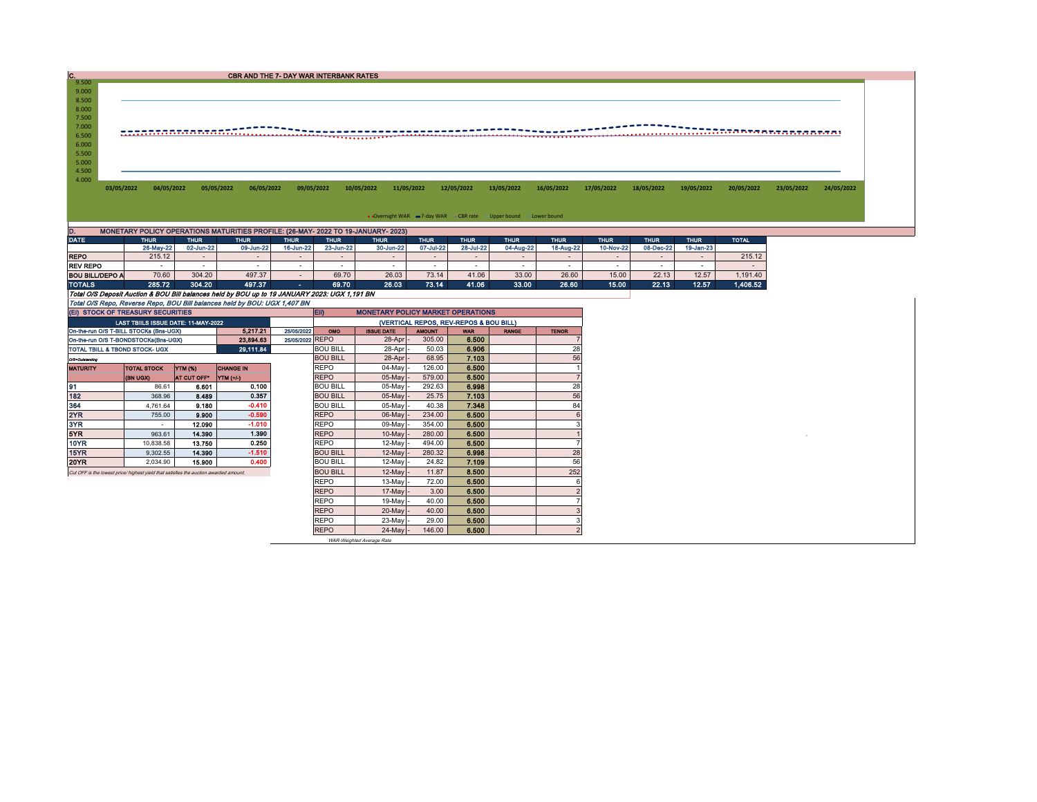## C. CBR AND THE 7- DAY WAR INTERBANK RATES

9.500
9.000
8.500
8.000
7.500
7.000
6.500
6.000
5.500
5.000
4.500
4.000

03/05/2022 04/05/2022 05/05/2022 06/05/2022 09/05/2022 10/05/2022 11/05/2022 12/05/2022 13/05/2022 16/05/2022 17/05/2022 18/05/2022 19/05/2022 20/05/2022 23/05/2022 24/05/2022

Overnight WAR · 7-day WAR · CBR rate · Upper bound · Lower bound

## D. MONETARY POLICY OPERATIONS MATURITIES PROFILE: (26-MAY- 2022 TO 19-JANUARY- 2023)

| DATE | THUR | THUR | THUR | THUR | THUR | THUR | THUR | THUR | THUR | THUR | THUR | THUR | THUR | TOTAL |
|---|---|---|---|---|---|---|---|---|---|---|---|---|---|---|
| | 26-May-22 | 02-Jun-22 | 09-Jun-22 | 16-Jun-22 | 23-Jun-22 | 30-Jun-22 | 07-Jul-22 | 28-Jul-22 | 04-Aug-22 | 18-Aug-22 | 10-Nov-22 | 08-Dec-22 | 19-Jan-23 | |
| REPO | 215.12 | - | - | - | - | - | - | - | - | - | - | - | - | 215.12 |
| REV REPO | - | - | - | - | - | - | - | - | - | - | - | - | - | - |
| BOU BILL/DEPO A | 70.60 | 304.20 | 497.37 | - | 69.70 | 26.03 | 73.14 | 41.06 | 33.00 | 26.60 | 15.00 | 22.13 | 12.57 | 1,191.40 |
| TOTALS | 285.72 | 304.20 | 497.37 | - | 69.70 | 26.03 | 73.14 | 41.06 | 33.00 | 26.60 | 15.00 | 22.13 | 12.57 | 1,406.52 |

*Total O/S Deposit Auction & BOU Bill balances held by BOU up to 19 JANUARY 2023: UGX 1,191 BN*

*Total O/S Repo, Reverse Repo, BOU Bill balances held by BOU: UGX 1,407 BN*

## (Ei) STOCK OF TREASURY SECURITIES

| LAST TBIILS ISSUE DATE: 11-MAY-2022 | | |
|---|---|---|
| On-the-run O/S T-BILL STOCKs (Bns-UGX) | 5,217.21 | 25/05/2022 |
| On-the-run O/S T-BONDSTOCKs(Bns-UGX) | 23,894.63 | 25/05/2022 |
| TOTAL TBILL & TBOND STOCK- UGX | 29,111.84 | |

O/S=Outstanding

| MATURITY | TOTAL STOCK (BN UGX) | YTM (%) AT CUT OFF* | CHANGE IN YTM (+/-) |
|---|---|---|---|
| 91 | 86.61 | 6.601 | 0.100 |
| 182 | 368.96 | 8.489 | 0.357 |
| 364 | 4,761.64 | 9.180 | -0.410 |
| 2YR | 755.00 | 9.900 | -0.590 |
| 3YR | - | 12.090 | -1.010 |
| 5YR | 963.61 | 14.390 | 1.390 |
| 10YR | 10,838.58 | 13.750 | 0.250 |
| 15YR | 9,302.55 | 14.390 | -1.510 |
| 20YR | 2,034.90 | 15.900 | 0.400 |

*Cut OFF is the lowest price/ highest yield that satisfies the auction awarded amount.*

## Eii) MONETARY POLICY MARKET OPERATIONS

(VERTICAL REPOS, REV-REPOS & BOU BILL)

| OMO | ISSUE DATE | AMOUNT | WAR | RANGE | TENOR |
|---|---|---|---|---|---|
| REPO | 28-Apr - | 305.00 | 6.500 | | 7 |
| BOU BILL | 28-Apr - | 50.03 | 6.906 | | 28 |
| BOU BILL | 28-Apr - | 68.95 | 7.103 | | 56 |
| REPO | 04-May - | 126.00 | 6.500 | | 1 |
| REPO | 05-May - | 579.00 | 6.500 | | 7 |
| BOU BILL | 05-May - | 292.63 | 6.998 | | 28 |
| BOU BILL | 05-May - | 25.75 | 7.103 | | 56 |
| BOU BILL | 05-May - | 40.38 | 7.348 | | 84 |
| REPO | 06-May - | 234.00 | 6.500 | | 6 |
| REPO | 09-May - | 354.00 | 6.500 | | 3 |
| REPO | 10-May - | 280.00 | 6.500 | | 1 |
| REPO | 12-May - | 494.00 | 6.500 | | 7 |
| BOU BILL | 12-May - | 280.32 | 6.998 | | 28 |
| BOU BILL | 12-May - | 24.82 | 7.109 | | 56 |
| BOU BILL | 12-May - | 11.87 | 8.500 | | 252 |
| REPO | 13-May - | 72.00 | 6.500 | | 6 |
| REPO | 17-May - | 3.00 | 6.500 | | 2 |
| REPO | 19-May - | 40.00 | 6.500 | | 7 |
| REPO | 20-May - | 40.00 | 6.500 | | 3 |
| REPO | 23-May - | 29.00 | 6.500 | | 3 |
| REPO | 24-May - | 146.00 | 6.500 | | 2 |

*WAR-Weighted Average Rate*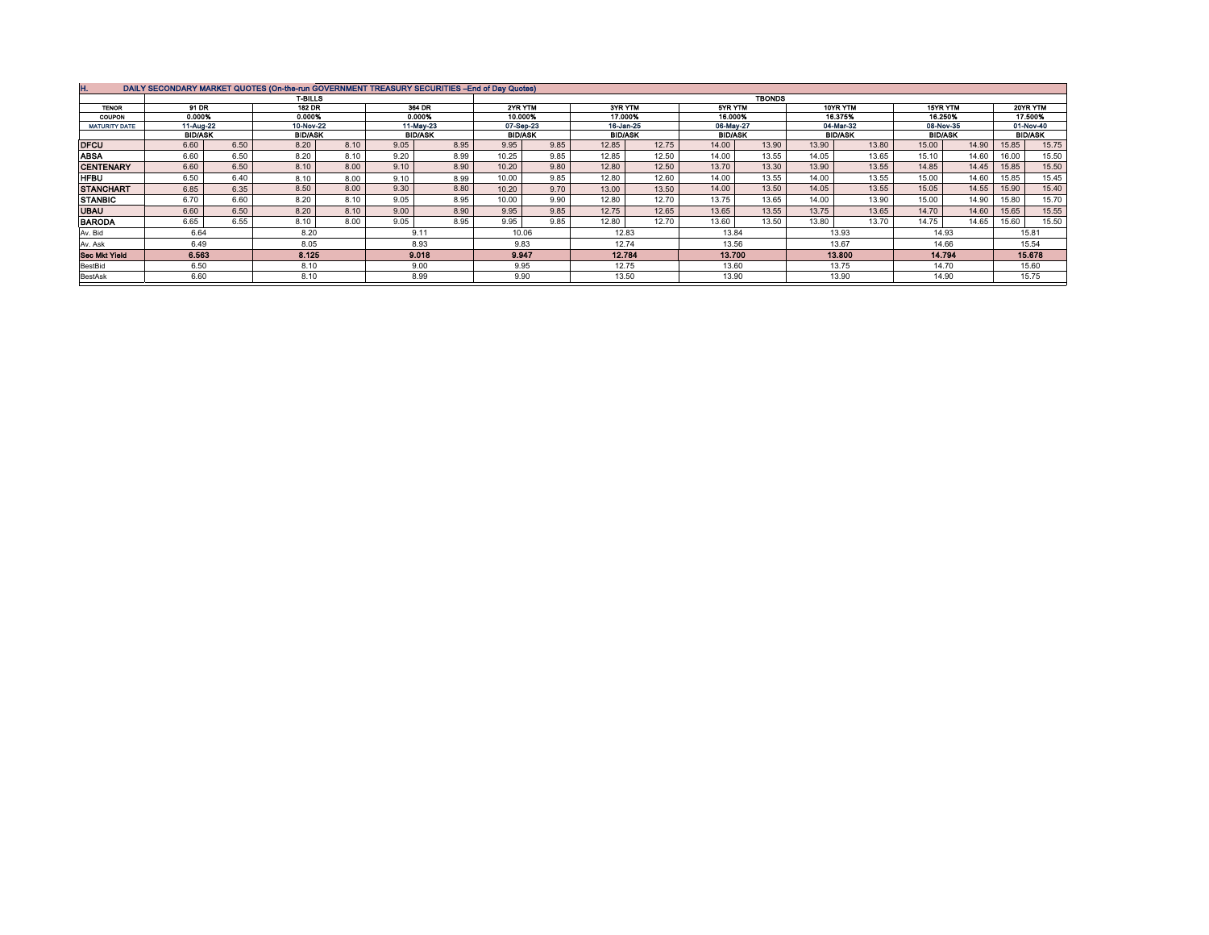| H. DAILY SECONDARY MARKET QUOTES (On-the-run GOVERNMENT TREASURY SECURITIES –End of Day Quotes) | | | | | | | | | | | | | | | | | | |
|---|---|---|---|---|---|---|---|---|---|---|---|---|---|---|---|---|---|---|
| | T-BILLS | | | | | | TBONDS | | | | | | | | | | | |
| TENOR | 91 DR | | 182 DR | | 364 DR | | 2YR YTM | | 3YR YTM | | 5YR YTM | | 10YR YTM | | 15YR YTM | | 20YR YTM | |
| COUPON | 0.000% | | 0.000% | | 0.000% | | 10.000% | | 17.000% | | 16.000% | | 16.375% | | 16.250% | | 17.500% | |
| MATURITY DATE | 11-Aug-22 | | 10-Nov-22 | | 11-May-23 | | 07-Sep-23 | | 16-Jan-25 | | 06-May-27 | | 04-Mar-32 | | 08-Nov-35 | | 01-Nov-40 | |
| | BID/ASK | | BID/ASK | | BID/ASK | | BID/ASK | | BID/ASK | | BID/ASK | | BID/ASK | | BID/ASK | | BID/ASK | |
| DFCU | 6.60 | 6.50 | 8.20 | 8.10 | 9.05 | 8.95 | 9.95 | 9.85 | 12.85 | 12.75 | 14.00 | 13.90 | 13.90 | 13.80 | 15.00 | 14.90 | 15.85 | 15.75 |
| ABSA | 6.60 | 6.50 | 8.20 | 8.10 | 9.20 | 8.99 | 10.25 | 9.85 | 12.85 | 12.50 | 14.00 | 13.55 | 14.05 | 13.65 | 15.10 | 14.60 | 16.00 | 15.50 |
| CENTENARY | 6.60 | 6.50 | 8.10 | 8.00 | 9.10 | 8.90 | 10.20 | 9.80 | 12.80 | 12.50 | 13.70 | 13.30 | 13.90 | 13.55 | 14.85 | 14.45 | 15.85 | 15.50 |
| HFBU | 6.50 | 6.40 | 8.10 | 8.00 | 9.10 | 8.99 | 10.00 | 9.85 | 12.80 | 12.60 | 14.00 | 13.55 | 14.00 | 13.55 | 15.00 | 14.60 | 15.85 | 15.45 |
| STANCHART | 6.85 | 6.35 | 8.50 | 8.00 | 9.30 | 8.80 | 10.20 | 9.70 | 13.00 | 13.50 | 14.00 | 13.50 | 14.05 | 13.55 | 15.05 | 14.55 | 15.90 | 15.40 |
| STANBIC | 6.70 | 6.60 | 8.20 | 8.10 | 9.05 | 8.95 | 10.00 | 9.90 | 12.80 | 12.70 | 13.75 | 13.65 | 14.00 | 13.90 | 15.00 | 14.90 | 15.80 | 15.70 |
| UBAU | 6.60 | 6.50 | 8.20 | 8.10 | 9.00 | 8.90 | 9.95 | 9.85 | 12.75 | 12.65 | 13.65 | 13.55 | 13.75 | 13.65 | 14.70 | 14.60 | 15.65 | 15.55 |
| BARODA | 6.65 | 6.55 | 8.10 | 8.00 | 9.05 | 8.95 | 9.95 | 9.85 | 12.80 | 12.70 | 13.60 | 13.50 | 13.80 | 13.70 | 14.75 | 14.65 | 15.60 | 15.50 |
| Av. Bid | 6.64 | | 8.20 | | 9.11 | | 10.06 | | 12.83 | | 13.84 | | 13.93 | | 14.93 | | 15.81 | |
| Av. Ask | 6.49 | | 8.05 | | 8.93 | | 9.83 | | 12.74 | | 13.56 | | 13.67 | | 14.66 | | 15.54 | |
| **Sec Mkt Yield** | **6.563** | | **8.125** | | **9.018** | | **9.947** | | **12.784** | | **13.700** | | **13.800** | | **14.794** | | **15.678** | |
| BestBid | 6.50 | | 8.10 | | 9.00 | | 9.95 | | 12.75 | | 13.60 | | 13.75 | | 14.70 | | 15.60 | |
| BestAsk | 6.60 | | 8.10 | | 8.99 | | 9.90 | | 13.50 | | 13.90 | | 13.90 | | 14.90 | | 15.75 | |